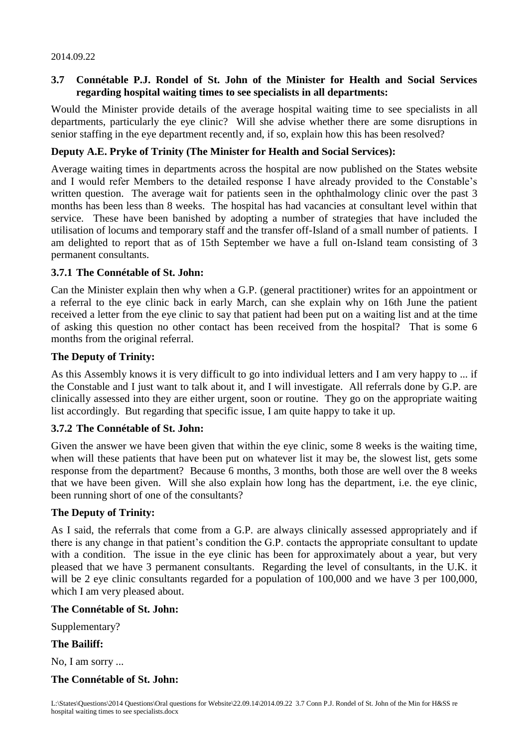2014.09.22

### 3.7 Connétable P.J. Rondel of St. John of the Minister for Health and Social Services regarding hospital waiting times to see specialists in all departments:

Would the Minister provide details of the average hospital waiting time to see specialists in all departments, particularly the eye clinic? Will she advise whether there are some disruptions in senior staffing in the eye department recently and, if so, explain how this has been resolved?

**Deputy A.E. Pryke of Trinity (The Minister for Health and Social Services):**

Average waiting times in departments across the hospital are now published on the States website and I would refer Members to the detailed response I have already provided to the Constable's written question. The average wait for patients seen in the ophthalmology clinic over the past 3 months has been less than 8 weeks. The hospital has had vacancies at consultant level within that service. These have been banished by adopting a number of strategies that have included the utilisation of locums and temporary staff and the transfer off-Island of a small number of patients. I am delighted to report that as of 15th September we have a full on-Island team consisting of 3 permanent consultants.

### 3.7.1 The Connétable of St. John:

Can the Minister explain then why when a G.P. (general practitioner) writes for an appointment or a referral to the eye clinic back in early March, can she explain why on 16th June the patient received a letter from the eye clinic to say that patient had been put on a waiting list and at the time of asking this question no other contact has been received from the hospital? That is some 6 months from the original referral.

**The Deputy of Trinity:**

As this Assembly knows it is very difficult to go into individual letters and I am very happy to ... if the Constable and I just want to talk about it, and I will investigate. All referrals done by G.P. are clinically assessed into they are either urgent, soon or routine. They go on the appropriate waiting list accordingly. But regarding that specific issue, I am quite happy to take it up.

### 3.7.2 The Connétable of St. John:

Given the answer we have been given that within the eye clinic, some 8 weeks is the waiting time, when will these patients that have been put on whatever list it may be, the slowest list, gets some response from the department? Because 6 months, 3 months, both those are well over the 8 weeks that we have been given. Will she also explain how long has the department, i.e. the eye clinic, been running short of one of the consultants?

**The Deputy of Trinity:**

As I said, the referrals that come from a G.P. are always clinically assessed appropriately and if there is any change in that patient's condition the G.P. contacts the appropriate consultant to update with a condition. The issue in the eye clinic has been for approximately about a year, but very pleased that we have 3 permanent consultants. Regarding the level of consultants, in the U.K. it will be 2 eye clinic consultants regarded for a population of 100,000 and we have 3 per 100,000, which I am very pleased about.

**The Connétable of St. John:**

Supplementary?

**The Bailiff:**

No, I am sorry ...

**The Connétable of St. John:**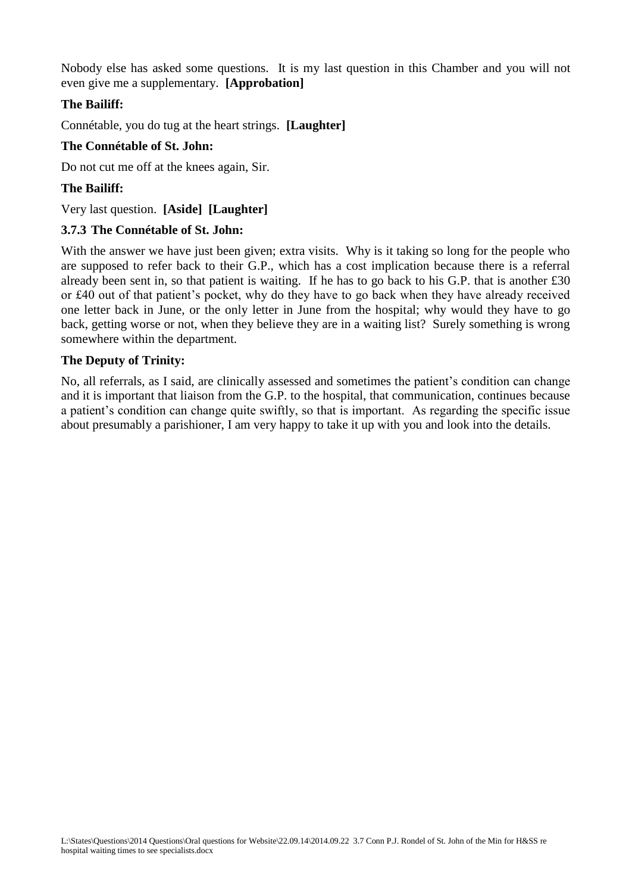Nobody else has asked some questions. It is my last question in this Chamber and you will not even give me a supplementary. **[Approbation]**

**The Bailiff:**

Connétable, you do tug at the heart strings. **[Laughter]**

**The Connétable of St. John:**

Do not cut me off at the knees again, Sir.

**The Bailiff:**

Very last question. **[Aside] [Laughter]**

**3.7.3 The Connétable of St. John:**

With the answer we have just been given; extra visits. Why is it taking so long for the people who are supposed to refer back to their G.P., which has a cost implication because there is a referral already been sent in, so that patient is waiting. If he has to go back to his G.P. that is another £30 or £40 out of that patient's pocket, why do they have to go back when they have already received one letter back in June, or the only letter in June from the hospital; why would they have to go back, getting worse or not, when they believe they are in a waiting list? Surely something is wrong somewhere within the department.

**The Deputy of Trinity:**

No, all referrals, as I said, are clinically assessed and sometimes the patient's condition can change and it is important that liaison from the G.P. to the hospital, that communication, continues because a patient's condition can change quite swiftly, so that is important. As regarding the specific issue about presumably a parishioner, I am very happy to take it up with you and look into the details.